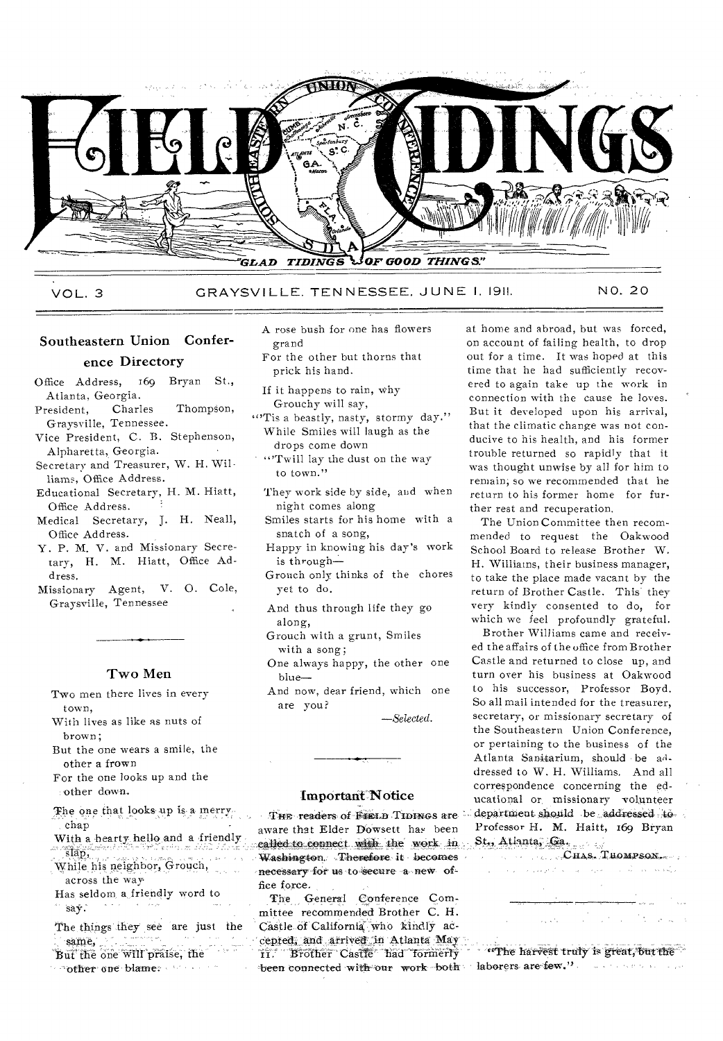# FIELD TIDINGS

"GLAD TIDINGS OF GOOD THINGS"

VOL. 3 GRAYSVILLE, TENNESSEE, JUNE 1, 1911. NO. 20

## Southeastern Union Conference Directory

Office Address, 169 Bryan St., Atlanta, Georgia.

President, Charles Thompson, Graysville, Tennessee.

Vice President, C. B. Stephenson, Alpharetta, Georgia.

Secretary and Treasurer, W. H. Williams, Office Address.

Educational Secretary, H. M. Hiatt, Office Address.

Medical Secretary, J. H. Neall, Office Address.

Y. P. M. V. and Missionary Secretary, H. M. Hiatt, Office Address.

Missionary Agent, V. O. Cole, Graysville, Tennessee

## Two Men

Two men there lives in every town,
With lives as like as nuts of brown;
But the one wears a smile, the other a frown
For the one looks up and the other down.

The one that looks up is a merry chap
With a hearty hello and a friendly slap,
While his neighbor, Grouch, across the way
Has seldom a friendly word to say.

The things they see are just the same,
But the one will praise, the other one blame.
A rose bush for one has flowers grand
For the other but thorns that prick his hand.

If it happens to rain, why Grouchy will say,
"'Tis a beastly, nasty, stormy day."
While Smiles will laugh as the drops come down
"Twill lay the dust on the way to town."

They work side by side, and when night comes along
Smiles starts for his home with a snatch of a song,
Happy in knowing his day's work is through—
Grouch only thinks of the chores yet to do.

And thus through life they go along,
Grouch with a grunt, Smiles with a song;
One always happy, the other one blue—
And now, dear friend, which one are you?

—*Selected.*

## Important Notice

The readers of Field Tidings are aware that Elder Dowsett has been called to connect with the work in Washington. Therefore it becomes necessary for us to secure a new office force.

The General Conference Committee recommended Brother C. H. Castle of California who kindly accepted, and arrived in Atlanta May 11. Brother Castle had formerly been connected with our work both at home and abroad, but was forced, on account of failing health, to drop out for a time. It was hoped at this time that he had sufficiently recovered to again take up the work in connection with the cause he loves. But it developed upon his arrival, that the climatic change was not conducive to his health, and his former trouble returned so rapidly that it was thought unwise by all for him to remain; so we recommended that he return to his former home for further rest and recuperation.

The Union Committee then recommended to request the Oakwood School Board to release Brother W. H. Williams, their business manager, to take the place made vacant by the return of Brother Castle. This they very kindly consented to do, for which we feel profoundly grateful.

Brother Williams came and received the affairs of the office from Brother Castle and returned to close up, and turn over his business at Oakwood to his successor, Professor Boyd. So all mail intended for the treasurer, secretary, or missionary secretary of the Southeastern Union Conference, or pertaining to the business of the Atlanta Sanitarium, should be addressed to W. H. Williams. And all correspondence concerning the educational or missionary volunteer department should be addressed to Professor H. M. Haitt, 169 Bryan St., Atlanta, Ga.

CHAS. THOMPSON.

"The harvest truly is great, but the laborers are few."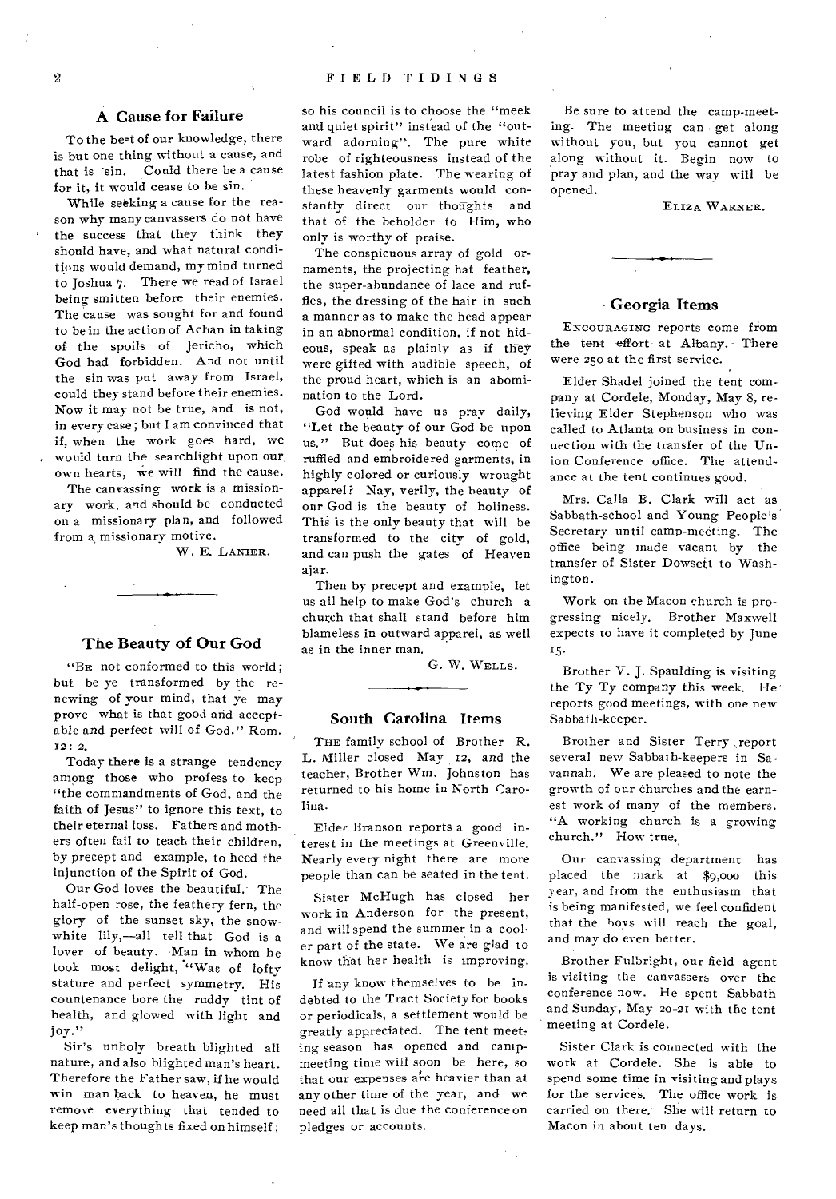## A Cause for Failure

To the best of our knowledge, there is but one thing without a cause, and that is sin. Could there be a cause for it, it would cease to be sin.

While seeking a cause for the reason why many canvassers do not have the success that they think they should have, and what natural conditions would demand, my mind turned to Joshua 7. There we read of Israel being smitten before their enemies. The cause was sought for and found to be in the action of Achan in taking of the spoils of Jericho, which God had forbidden. And not until the sin was put away from Israel, could they stand before their enemies. Now it may not be true, and is not, in every case; but I am convinced that if, when the work goes hard, we would turn the searchlight upon our own hearts, we will find the cause.

The canvassing work is a missionary work, and should be conducted on a missionary plan, and followed from a missionary motive.

W. E. LANIER.

## The Beauty of Our God

"BE not conformed to this world; but be ye transformed by the renewing of your mind, that ye may prove what is that good and acceptable and perfect will of God." Rom. 12: 2.

Today there is a strange tendency among those who profess to keep "the commandments of God, and the faith of Jesus" to ignore this text, to their eternal loss. Fathers and mothers often fail to teach their children, by precept and example, to heed the injunction of the Spirit of God.

Our God loves the beautiful. The half-open rose, the feathery fern, the glory of the sunset sky, the snow-white lily,—all tell that God is a lover of beauty. Man in whom he took most delight, "Was of lofty stature and perfect symmetry. His countenance bore the ruddy tint of health, and glowed with light and joy."

Sin's unholy breath blighted all nature, and also blighted man's heart. Therefore the Father saw, if he would win man back to heaven, he must remove everything that tended to keep man's thoughts fixed on himself; so his council is to choose the "meek and quiet spirit" instead of the "outward adorning". The pure white robe of righteousness instead of the latest fashion plate. The wearing of these heavenly garments would constantly direct our thoughts and that of the beholder to Him, who only is worthy of praise.

The conspicuous array of gold ornaments, the projecting hat feather, the super-abundance of lace and ruffles, the dressing of the hair in such a manner as to make the head appear in an abnormal condition, if not hideous, speak as plainly as if they were gifted with audible speech, of the proud heart, which is an abomination to the Lord.

God would have us pray daily, "Let the beauty of our God be upon us." But does his beauty come of ruffled and embroidered garments, in highly colored or curiously wrought apparel? Nay, verily, the beauty of our God is the beauty of holiness. This is the only beauty that will be transformed to the city of gold, and can push the gates of Heaven ajar.

Then by precept and example, let us all help to make God's church a church that shall stand before him blameless in outward apparel, as well as in the inner man.

G. W. WELLS.

## South Carolina Items

THE family school of Brother R. L. Miller closed May 12, and the teacher, Brother Wm. Johnston has returned to his home in North Carolina.

Elder Branson reports a good interest in the meetings at Greenville. Nearly every night there are more people than can be seated in the tent.

Sister McHugh has closed her work in Anderson for the present, and will spend the summer in a cooler part of the state. We are glad to know that her health is improving.

If any know themselves to be indebted to the Tract Society for books or periodicals, a settlement would be greatly appreciated. The tent meeting season has opened and camp-meeting time will soon be here, so that our expenses are heavier than at any other time of the year, and we need all that is due the conference on pledges or accounts.

Be sure to attend the camp-meeting. The meeting can get along without you, but you cannot get along without it. Begin now to pray and plan, and the way will be opened.

ELIZA WARNER.

## Georgia Items

ENCOURAGING reports come from the tent effort at Albany. There were 250 at the first service.

Elder Shadel joined the tent company at Cordele, Monday, May 8, relieving Elder Stephenson who was called to Atlanta on business in connection with the transfer of the Union Conference office. The attendance at the tent continues good.

Mrs. Calla B. Clark will act as Sabbath-school and Young People's Secretary until camp-meeting. The office being made vacant by the transfer of Sister Dowsett to Washington.

Work on the Macon church is progressing nicely. Brother Maxwell expects to have it completed by June 15.

Brother V. J. Spaulding is visiting the Ty Ty company this week. He reports good meetings, with one new Sabbath-keeper.

Brother and Sister Terry report several new Sabbath-keepers in Savannah. We are pleased to note the growth of our churches and the earnest work of many of the members. "A working church is a growing church." How true.

Our canvassing department has placed the mark at $9,000 this year, and from the enthusiasm that is being manifested, we feel confident that the boys will reach the goal, and may do even better.

Brother Fulbright, our field agent is visiting the canvassers over the conference now. He spent Sabbath and Sunday, May 20-21 with the tent meeting at Cordele.

Sister Clark is connected with the work at Cordele. She is able to spend some time in visiting and plays for the services. The office work is carried on there. She will return to Macon in about ten days.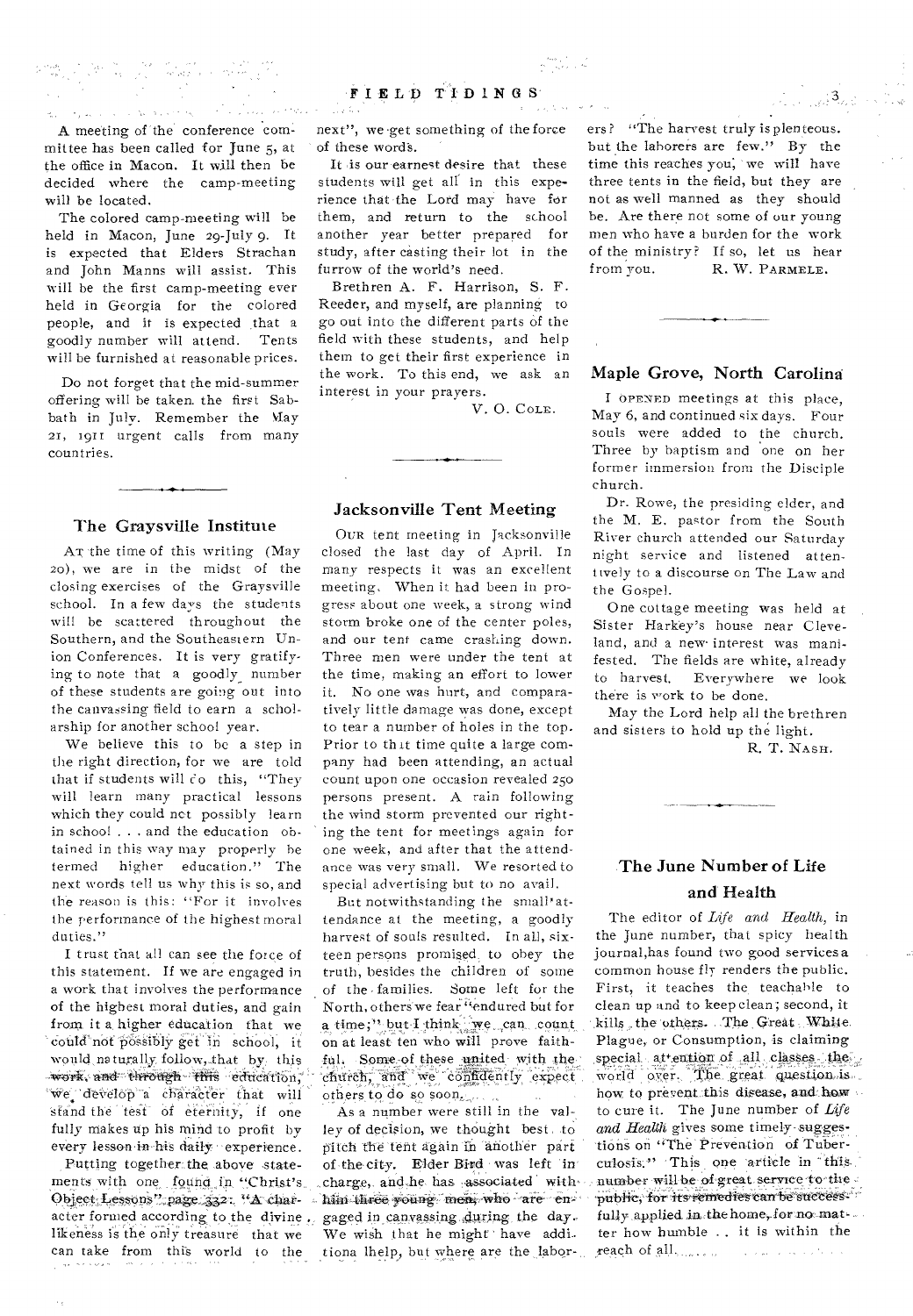A meeting of the conference committee has been called for June 5, at the office in Macon. It will then be decided where the camp-meeting will be located.

The colored camp-meeting will be held in Macon, June 29-July 9. It is expected that Elders Strachan and John Manns will assist. This will be the first camp-meeting ever held in Georgia for the colored people, and it is expected that a goodly number will attend. Tents will be furnished at reasonable prices.

Do not forget that the mid-summer offering will be taken the first Sabbath in July. Remember the May 21, 1911 urgent calls from many countries.

## The Graysville Institute

At the time of this writing (May 20), we are in the midst of the closing exercises of the Graysville school. In a few days the students will be scattered throughout the Southern, and the Southeastern Union Conferences. It is very gratifying to note that a goodly number of these students are going out into the canvassing field to earn a scholarship for another school year.

We believe this to be a step in the right direction, for we are told that if students will do this, "They will learn many practical lessons which they could not possibly learn in school . . . and the education obtained in this way may properly be termed higher education." The next words tell us why this is so, and the reason is this: "For it involves the performance of the highest moral duties."

I trust that all can see the force of this statement. If we are engaged in a work that involves the performance of the highest moral duties, and gain from it a higher education that we could not possibly get in school, it would naturally follow, that by this work, and through this education, we develop a character that will stand the test of eternity, if one fully makes up his mind to profit by every lesson in his daily experience.

Putting together the above statements with one found in "Christ's Object Lessons" page 332: "A character formed according to the divine likeness is the only treasure that we can take from this world to the next", we get something of the force of these words.

It is our earnest desire that these students will get all in this experience that the Lord may have for them, and return to the school another year better prepared for study, after casting their lot in the furrow of the world's need.

Brethren A. F. Harrison, S. F. Reeder, and myself, are planning to go out into the different parts of the field with these students, and help them to get their first experience in the work. To this end, we ask an interest in your prayers.

V. O. Cole.

## Jacksonville Tent Meeting

Our tent meeting in Jacksonville closed the last day of April. In many respects it was an excellent meeting. When it had been in progress about one week, a strong wind storm broke one of the center poles, and our tent came crashing down. Three men were under the tent at the time, making an effort to lower it. No one was hurt, and comparatively little damage was done, except to tear a number of holes in the top. Prior to that time quite a large company had been attending, an actual count upon one occasion revealed 250 persons present. A rain following the wind storm prevented our righting the tent for meetings again for one week, and after that the attendance was very small. We resorted to special advertising but to no avail.

But notwithstanding the small attendance at the meeting, a goodly harvest of souls resulted. In all, sixteen persons promised to obey the truth, besides the children of some of the families. Some left for the North, others we fear "endured but for a time;" but I think we can count on at least ten who will prove faithful. Some of these united with the church, and we confidently expect others to do so soon.

As a number were still in the valley of decision, we thought best to pitch the tent again in another part of the city. Elder Bird was left in charge, and he has associated with him three young men, who are engaged in canvassing during the day. We wish that he might have additional help, but where are the laborers? "The harvest truly is plenteous, but the laborers are few." By the time this reaches you, we will have three tents in the field, but they are not as well manned as they should be. Are there not some of our young men who have a burden for the work of the ministry? If so, let us hear from you.

R. W. Parmele.

## Maple Grove, North Carolina

I opened meetings at this place, May 6, and continued six days. Four souls were added to the church. Three by baptism and one on her former immersion from the Disciple church.

Dr. Rowe, the presiding elder, and the M. E. pastor from the South River church attended our Saturday night service and listened attentively to a discourse on The Law and the Gospel.

One cottage meeting was held at Sister Harkey's house near Cleveland, and a new interest was manifested. The fields are white, already to harvest. Everywhere we look there is work to be done.

May the Lord help all the brethren and sisters to hold up the light.

R. T. Nash.

## The June Number of Life and Health

The editor of *Life and Health*, in the June number, that spicy health journal, has found two good services a common house fly renders the public. First, it teaches the teachable to clean up and to keep clean; second, it kills the others. The Great White Plague, or Consumption, is claiming special attention of all classes the world over. The great question is how to prevent this disease, and how to cure it. The June number of *Life and Health* gives some timely suggestions on "The Prevention of Tuberculosis." This one article in this number will be of great service to the public, for its remedies can be successfully applied in the home, for no matter how humble . . it is within the reach of all.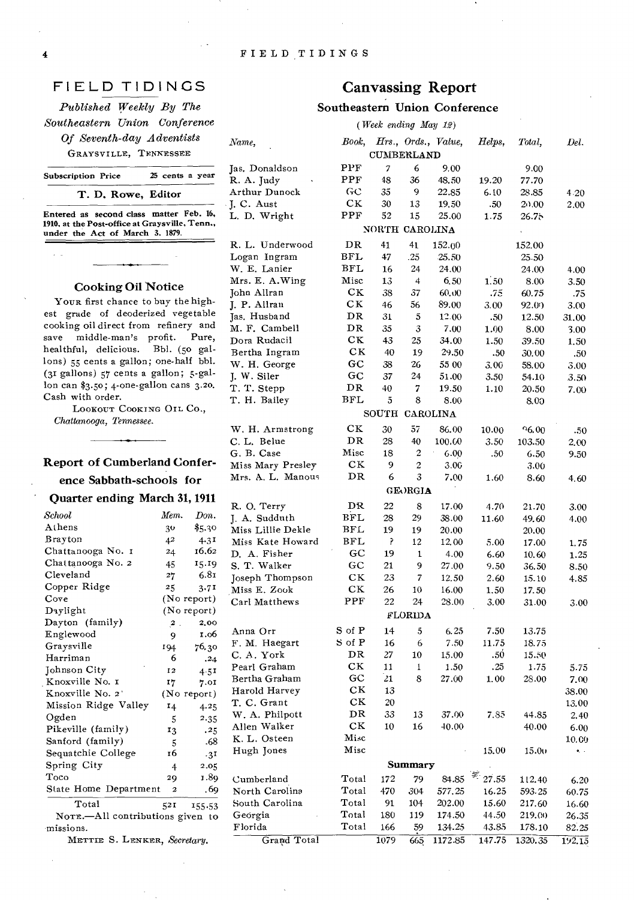# FIELD TIDINGS

*Published Weekly By The Southeastern Union Conference Of Seventh-day Adventists*

GRAYSVILLE, TENNESSEE

**Subscription Price** 25 cents a year

**T. D. Rowe, Editor**

**Entered as second class matter Feb. 16, 1910, at the Post-office at Graysville, Tenn., under the Act of March 3, 1879.**

---

### Cooking Oil Notice

YOUR first chance to buy the highest grade of deodorized vegetable cooking oil direct from refinery and save middle-man's profit. Pure, healthful, delicious. Bbl. (50 gallons) 55 cents a gallon; one-half bbl. (31 gallons) 57 cents a gallon; 5-gallon can $3.50; 4-one-gallon cans 3.20. Cash with order.

LOOKOUT COOKING OIL CO.,
*Chattanooga, Tennessee.*

---

### Report of Cumberland Conference Sabbath-schools for Quarter ending March 31, 1911

| *School* | *Mem.* | *Don.* |
|---|---|---|
| Athens | 30 | $5.30 |
| Brayton | 42 | 4.31 |
| Chattanooga No. 1 | 24 | 16.62 |
| Chattanooga No. 2 | 45 | 15.19 |
| Cleveland | 27 | 6.81 |
| Copper Ridge | 25 | 3.71 |
| Cove | (No report) | |
| Daylight | (No report) | |
| Dayton (family) | 2 | 2.00 |
| Englewood | 9 | 1.06 |
| Graysville | 194 | 76.30 |
| Harriman | 6 | .24 |
| Johnson City | 12 | 4.51 |
| Knoxville No. 1 | 17 | 7.01 |
| Knoxville No. 2 | (No report) | |
| Mission Ridge Valley | 14 | 4.25 |
| Ogden | 5 | 2.35 |
| Pikeville (family) | 13 | .25 |
| Sanford (family) | 5 | .68 |
| Sequatchie College | 16 | .31 |
| Spring City | 4 | 2.05 |
| Toco | 29 | 1.89 |
| State Home Department | 2 | .69 |
| Total | 521 | 155.53 |

NOTE.—All contributions given to missions.

METTIE S. LENKER, *Secretary.*

## Canvassing Report

### Southeastern Union Conference

*(Week ending May 12)*

| *Name,* | *Book,* | *Hrs.,* | *Ords.,* | *Value,* | *Helps,* | *Total,* | *Del.* |
|---|---|---|---|---|---|---|---|
| | | CUMBERLAND | | | | | |
| Jas. Donaldson | PPF | 7 | 6 | 9.00 | | 9.00 | |
| R. A. Judy | PPF | 48 | 36 | 48.50 | 19.20 | 77.70 | |
| Arthur Dunock | GC | 35 | 9 | 22.85 | 6.10 | 28.85 | 4.20 |
| J. C. Aust | CK | 30 | 13 | 19.50 | .50 | 20.00 | 2.00 |
| L. D. Wright | PPF | 52 | 15 | 25.00 | 1.75 | 26.75 | |
| | | NORTH CAROLINA | | | | | |
| R. L. Underwood | DR | 41 | 41 | 152.00 | | 152.00 | |
| Logan Ingram | BFL | 47 | .25 | 25.50 | | 25.50 | |
| W. E. Lanier | BFL | 16 | 24 | 24.00 | | 24.00 | 4.00 |
| Mrs. E. A. Wing | Misc | 13 | 4 | 6.50 | 1.50 | 8.00 | 3.50 |
| John Allran | CK | 38 | 37 | 60.00 | .75 | 60.75 | .75 |
| J. P. Allran | CK | 46 | 56 | 89.00 | 3.00 | 92.00 | 3.00 |
| Jas. Husband | DR | 31 | 5 | 12.00 | .50 | 12.50 | 31.00 |
| M. F. Cambell | DR | 35 | 3 | 7.00 | 1.00 | 8.00 | 3.00 |
| Dora Rudacil | CK | 43 | 25 | 34.00 | 1.50 | 39.50 | 1.50 |
| Bertha Ingram | CK | 40 | 19 | 29.50 | .50 | 30.00 | .50 |
| W. H. George | GC | 38 | 26 | 55 00 | 3.00 | 58.00 | 3.00 |
| J. W. Siler | GC | 37 | 24 | 51.00 | 3.50 | 54.10 | 3.50 |
| T. T. Stepp | DR | 40 | 7 | 19.50 | 1.10 | 20.50 | 7.00 |
| T. H. Bailey | BFL | 5 | 8 | 8.00 | | 8.00 | |
| | | SOUTH CAROLINA | | | | | |
| W. H. Armstrong | CK | 30 | 57 | 86.00 | 10.00 | 96.00 | .50 |
| C. L. Belue | DR | 28 | 40 | 100.00 | 3.50 | 103.50 | 2.00 |
| G. B. Case | Misc | 18 | 2 | 6.00 | .50 | 6.50 | 9.50 |
| Miss Mary Presley | CK | 9 | 2 | 3.00 | | 3.00 | |
| Mrs. A. L. Manous | DR | 6 | 3 | 7.00 | 1.60 | 8.60 | 4.60 |
| | | GEORGIA | | | | | |
| R. O. Terry | DR | 22 | 8 | 17.00 | 4.70 | 21.70 | 3.00 |
| J. A. Sudduth | BFL | 28 | 29 | 38.00 | 11.60 | 49.60 | 4.00 |
| Miss Lillie Dekle | BFL | 19 | 19 | 20.00 | | 20.00 | |
| Miss Kate Howard | BFL | ? | 12 | 12.00 | 5.00 | 17.00 | 1.75 |
| D. A. Fisher | GC | 19 | 1 | 4.00 | 6.60 | 10.60 | 1.25 |
| S. T. Walker | GC | 21 | 9 | 27.00 | 9.50 | 36.50 | 8.50 |
| Joseph Thompson | CK | 23 | 7 | 12.50 | 2.60 | 15.10 | 4.85 |
| Miss E. Zook | CK | 26 | 10 | 16.00 | 1.50 | 17.50 | |
| Carl Matthews | PPF | 22 | 24 | 28.00 | 3.00 | 31.00 | 3.00 |
| | | FLORIDA | | | | | |
| Anna Orr | S of P | 14 | 5 | 6.25 | 7.50 | 13.75 | |
| F. M. Haegart | S of P | 16 | 6 | 7.50 | 11.75 | 18.75 | |
| C. A. York | DR | 27 | 10 | 15.00 | .50 | 15.50 | |
| Pearl Graham | CK | 11 | 1 | 1.50 | .25 | 1.75 | 5.75 |
| Bertha Graham | GC | 21 | 8 | 27.00 | 1.00 | 28.00 | 7.00 |
| Harold Harvey | CK | 13 | | | | | 38.00 |
| T. C. Grant | CK | 20 | | | | | 13.00 |
| W. A. Philpott | DR | 33 | 13 | 37.00 | 7.85 | 44.85 | 2.40 |
| Allen Walker | CK | 10 | 16 | 40.00 | | 40.00 | 6.00 |
| K. L. Osteen | Misc | | | | | | 10.00 |
| Hugh Jones | Misc | | | | 15.00 | 15.00 | |
| | | **Summary** | | | | | |
| Cumberland | Total | 172 | 79 | 84.85 | 27.55 | 112.40 | 6.20 |
| North Carolina | Total | 470 | 304 | 577.25 | 16.25 | 593.25 | 60.75 |
| South Carolina | Total | 91 | 104 | 202.00 | 15.60 | 217.60 | 16.60 |
| Georgia | Total | 180 | 119 | 174.50 | 44.50 | 219.00 | 26.35 |
| Florida | Total | 166 | 59 | 134.25 | 43.85 | 178.10 | 82.25 |
| Grand Total | | 1079 | 665 | 1172.85 | 147.75 | 1320.35 | 192.15 |